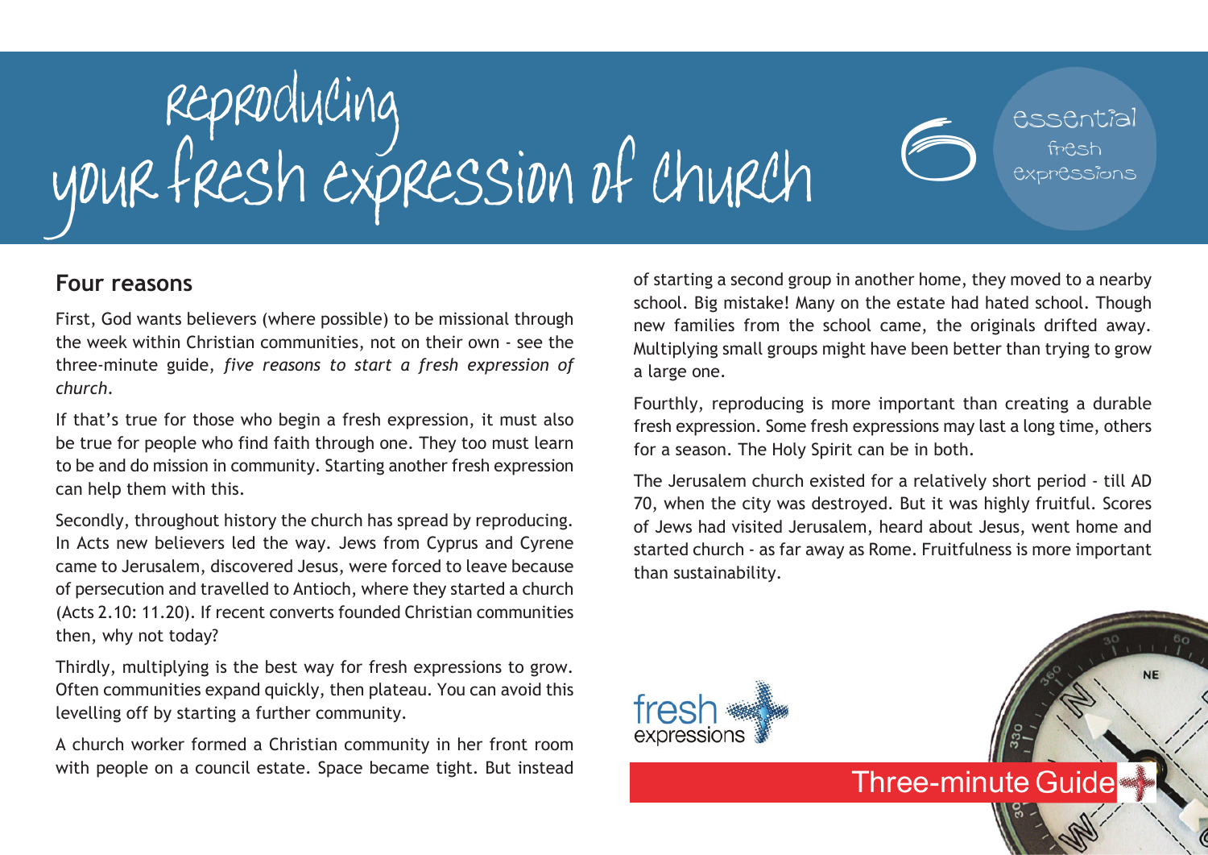# reproducing your fresh expression of church

6 essential fresh expressions

## Four reasons

First, God wants believers (where possible) to be missional through the week within Christian communities, not on their own - see the three-minute guide, *five reasons to start a fresh expression of church*.

If that's true for those who begin a fresh expression, it must also be true for people who find faith through one. They too must learn to be and do mission in community. Starting another fresh expression can help them with this.

Secondly, throughout history the church has spread by reproducing. In Acts new believers led the way. Jews from Cyprus and Cyrene came to Jerusalem, discovered Jesus, were forced to leave because of persecution and travelled to Antioch, where they started a church (Acts 2.10: 11.20). If recent converts founded Christian communities then, why not today?

Thirdly, multiplying is the best way for fresh expressions to grow. Often communities expand quickly, then plateau. You can avoid this levelling off by starting a further community.

A church worker formed a Christian community in her front room with people on a council estate. Space became tight. But instead of starting a second group in another home, they moved to a nearby school. Big mistake! Many on the estate had hated school. Though new families from the school came, the originals drifted away. Multiplying small groups might have been better than trying to grow a large one.

Fourthly, reproducing is more important than creating a durable fresh expression. Some fresh expressions may last a long time, others for a season. The Holy Spirit can be in both.

The Jerusalem church existed for a relatively short period - till AD 70, when the city was destroyed. But it was highly fruitful. Scores of Jews had visited Jerusalem, heard about Jesus, went home and started church - as far away as Rome. Fruitfulness is more important than sustainability.

fresh expressions

Three-minute Guide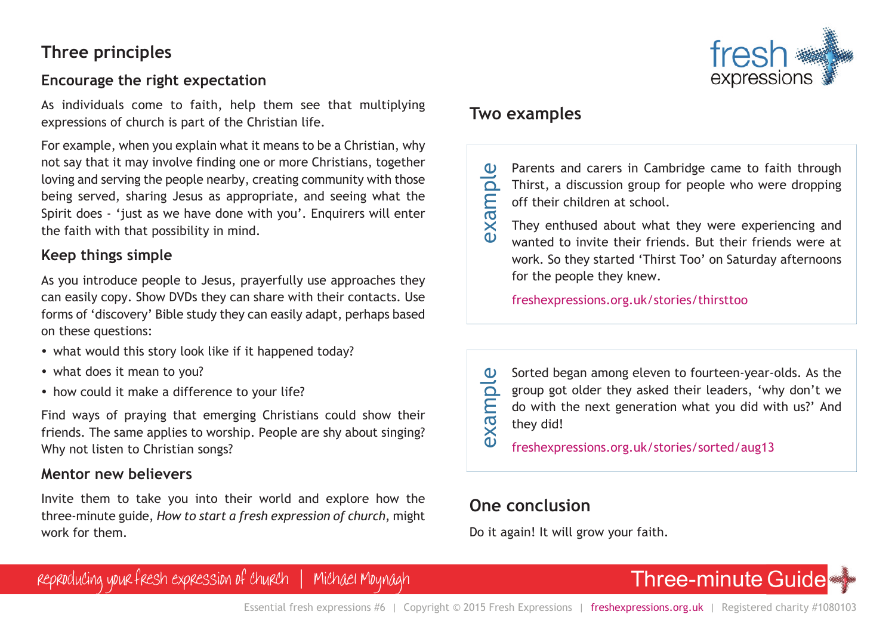## Three principles

### Encourage the right expectation

As individuals come to faith, help them see that multiplying expressions of church is part of the Christian life.

For example, when you explain what it means to be a Christian, why not say that it may involve finding one or more Christians, together loving and serving the people nearby, creating community with those being served, sharing Jesus as appropriate, and seeing what the Spirit does - 'just as we have done with you'. Enquirers will enter the faith with that possibility in mind.

### Keep things simple

As you introduce people to Jesus, prayerfully use approaches they can easily copy. Show DVDs they can share with their contacts. Use forms of 'discovery' Bible study they can easily adapt, perhaps based on these questions:

- what would this story look like if it happened today?
- what does it mean to you?
- how could it make a difference to your life?

Find ways of praying that emerging Christians could show their friends. The same applies to worship. People are shy about singing? Why not listen to Christian songs?

### Mentor new believers

Invite them to take you into their world and explore how the three-minute guide, *How to start a fresh expression of church*, might work for them.

## Two examples

**example**

Parents and carers in Cambridge came to faith through Thirst, a discussion group for people who were dropping off their children at school.

They enthused about what they were experiencing and wanted to invite their friends. But their friends were at work. So they started 'Thirst Too' on Saturday afternoons for the people they knew.

freshexpressions.org.uk/stories/thirsttoo

**example**

Sorted began among eleven to fourteen-year-olds. As the group got older they asked their leaders, 'why don't we do with the next generation what you did with us?' And they did!

freshexpressions.org.uk/stories/sorted/aug13

## One conclusion

Do it again! It will grow your faith.

Reproducing your fresh expression of church | Michael Moynagh

Three-minute Guide

Essential fresh expressions #6 | Copyright © 2015 Fresh Expressions | freshexpressions.org.uk | Registered charity #1080103